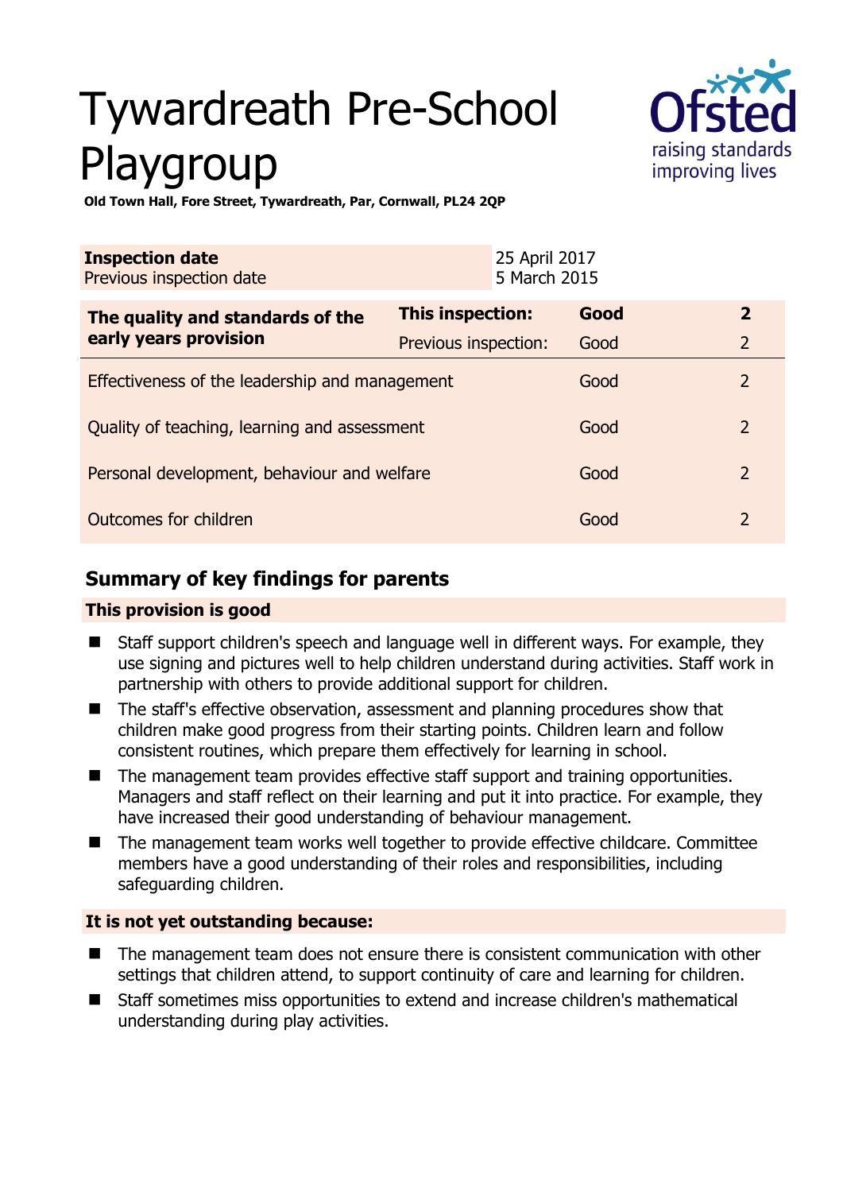# Tywardreath Pre-School Playgroup

**Old Town Hall, Fore Street, Tywardreath, Par, Cornwall, PL24 2QP**

| **Inspection date** | 25 April 2017 |
|---|---|
| Previous inspection date | 5 March 2015 |

| **The quality and standards of the early years provision** | **This inspection:** | **Good** | **2** |
|---|---|---|---|
| | Previous inspection: | Good | 2 |
| Effectiveness of the leadership and management | | Good | 2 |
| Quality of teaching, learning and assessment | | Good | 2 |
| Personal development, behaviour and welfare | | Good | 2 |
| Outcomes for children | | Good | 2 |

## Summary of key findings for parents

### This provision is good

- Staff support children's speech and language well in different ways. For example, they use signing and pictures well to help children understand during activities. Staff work in partnership with others to provide additional support for children.
- The staff's effective observation, assessment and planning procedures show that children make good progress from their starting points. Children learn and follow consistent routines, which prepare them effectively for learning in school.
- The management team provides effective staff support and training opportunities. Managers and staff reflect on their learning and put it into practice. For example, they have increased their good understanding of behaviour management.
- The management team works well together to provide effective childcare. Committee members have a good understanding of their roles and responsibilities, including safeguarding children.

### It is not yet outstanding because:

- The management team does not ensure there is consistent communication with other settings that children attend, to support continuity of care and learning for children.
- Staff sometimes miss opportunities to extend and increase children's mathematical understanding during play activities.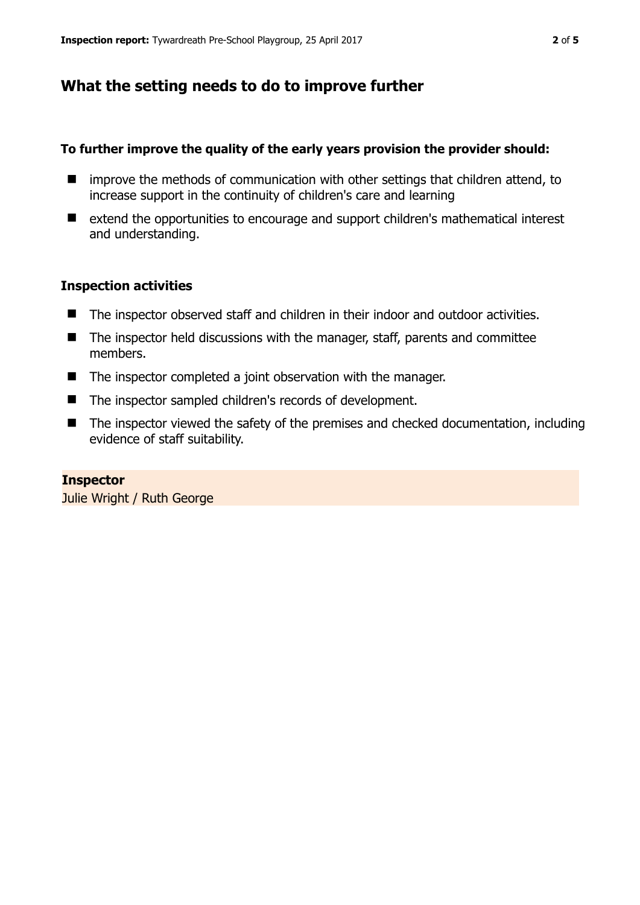## What the setting needs to do to improve further

**To further improve the quality of the early years provision the provider should:**

- improve the methods of communication with other settings that children attend, to increase support in the continuity of children's care and learning
- extend the opportunities to encourage and support children's mathematical interest and understanding.

### Inspection activities

- The inspector observed staff and children in their indoor and outdoor activities.
- The inspector held discussions with the manager, staff, parents and committee members.
- The inspector completed a joint observation with the manager.
- The inspector sampled children's records of development.
- The inspector viewed the safety of the premises and checked documentation, including evidence of staff suitability.

**Inspector**

Julie Wright / Ruth George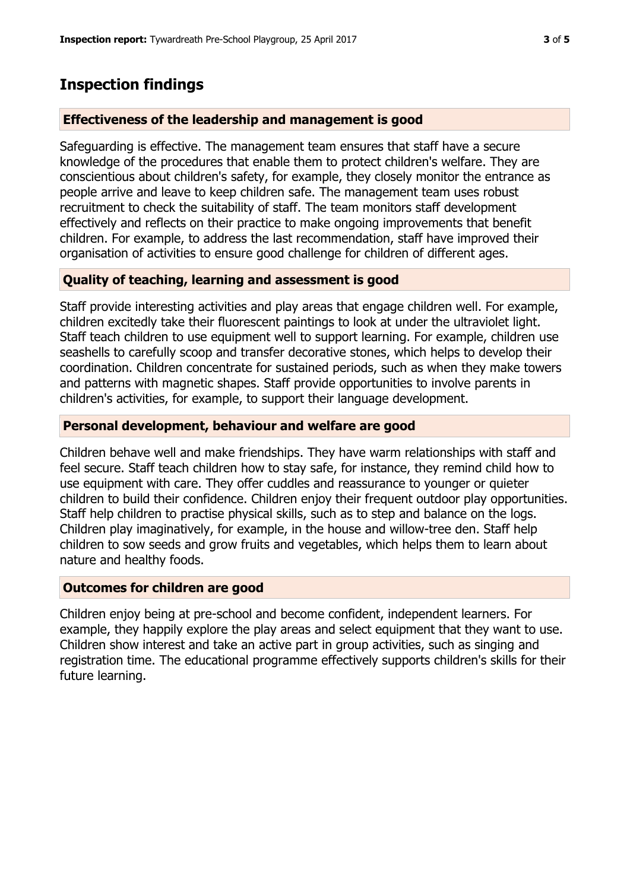## Inspection findings

### Effectiveness of the leadership and management is good

Safeguarding is effective. The management team ensures that staff have a secure knowledge of the procedures that enable them to protect children's welfare. They are conscientious about children's safety, for example, they closely monitor the entrance as people arrive and leave to keep children safe. The management team uses robust recruitment to check the suitability of staff. The team monitors staff development effectively and reflects on their practice to make ongoing improvements that benefit children. For example, to address the last recommendation, staff have improved their organisation of activities to ensure good challenge for children of different ages.

### Quality of teaching, learning and assessment is good

Staff provide interesting activities and play areas that engage children well. For example, children excitedly take their fluorescent paintings to look at under the ultraviolet light. Staff teach children to use equipment well to support learning. For example, children use seashells to carefully scoop and transfer decorative stones, which helps to develop their coordination. Children concentrate for sustained periods, such as when they make towers and patterns with magnetic shapes. Staff provide opportunities to involve parents in children's activities, for example, to support their language development.

### Personal development, behaviour and welfare are good

Children behave well and make friendships. They have warm relationships with staff and feel secure. Staff teach children how to stay safe, for instance, they remind child how to use equipment with care. They offer cuddles and reassurance to younger or quieter children to build their confidence. Children enjoy their frequent outdoor play opportunities. Staff help children to practise physical skills, such as to step and balance on the logs. Children play imaginatively, for example, in the house and willow-tree den. Staff help children to sow seeds and grow fruits and vegetables, which helps them to learn about nature and healthy foods.

### Outcomes for children are good

Children enjoy being at pre-school and become confident, independent learners. For example, they happily explore the play areas and select equipment that they want to use. Children show interest and take an active part in group activities, such as singing and registration time. The educational programme effectively supports children's skills for their future learning.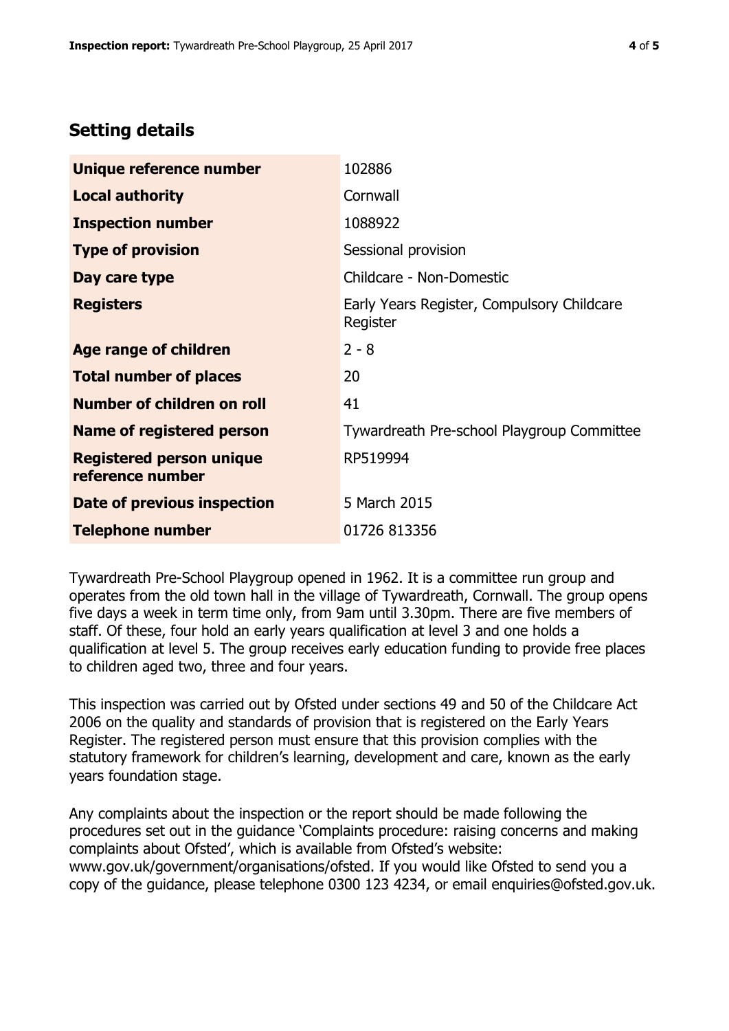## Setting details

| | |
|---|---|
| **Unique reference number** | 102886 |
| **Local authority** | Cornwall |
| **Inspection number** | 1088922 |
| **Type of provision** | Sessional provision |
| **Day care type** | Childcare - Non-Domestic |
| **Registers** | Early Years Register, Compulsory Childcare Register |
| **Age range of children** | 2 - 8 |
| **Total number of places** | 20 |
| **Number of children on roll** | 41 |
| **Name of registered person** | Tywardreath Pre-school Playgroup Committee |
| **Registered person unique reference number** | RP519994 |
| **Date of previous inspection** | 5 March 2015 |
| **Telephone number** | 01726 813356 |

Tywardreath Pre-School Playgroup opened in 1962. It is a committee run group and operates from the old town hall in the village of Tywardreath, Cornwall. The group opens five days a week in term time only, from 9am until 3.30pm. There are five members of staff. Of these, four hold an early years qualification at level 3 and one holds a qualification at level 5. The group receives early education funding to provide free places to children aged two, three and four years.

This inspection was carried out by Ofsted under sections 49 and 50 of the Childcare Act 2006 on the quality and standards of provision that is registered on the Early Years Register. The registered person must ensure that this provision complies with the statutory framework for children's learning, development and care, known as the early years foundation stage.

Any complaints about the inspection or the report should be made following the procedures set out in the guidance 'Complaints procedure: raising concerns and making complaints about Ofsted', which is available from Ofsted's website: www.gov.uk/government/organisations/ofsted. If you would like Ofsted to send you a copy of the guidance, please telephone 0300 123 4234, or email enquiries@ofsted.gov.uk.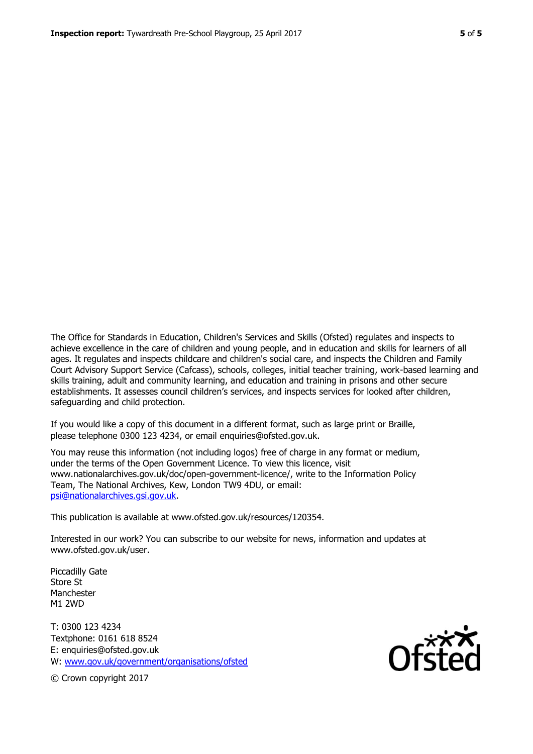The Office for Standards in Education, Children's Services and Skills (Ofsted) regulates and inspects to achieve excellence in the care of children and young people, and in education and skills for learners of all ages. It regulates and inspects childcare and children's social care, and inspects the Children and Family Court Advisory Support Service (Cafcass), schools, colleges, initial teacher training, work-based learning and skills training, adult and community learning, and education and training in prisons and other secure establishments. It assesses council children's services, and inspects services for looked after children, safeguarding and child protection.

If you would like a copy of this document in a different format, such as large print or Braille, please telephone 0300 123 4234, or email enquiries@ofsted.gov.uk.

You may reuse this information (not including logos) free of charge in any format or medium, under the terms of the Open Government Licence. To view this licence, visit www.nationalarchives.gov.uk/doc/open-government-licence/, write to the Information Policy Team, The National Archives, Kew, London TW9 4DU, or email: psi@nationalarchives.gsi.gov.uk.

This publication is available at www.ofsted.gov.uk/resources/120354.

Interested in our work? You can subscribe to our website for news, information and updates at www.ofsted.gov.uk/user.

Piccadilly Gate
Store St
Manchester
M1 2WD

T: 0300 123 4234
Textphone: 0161 618 8524
E: enquiries@ofsted.gov.uk
W: www.gov.uk/government/organisations/ofsted

© Crown copyright 2017